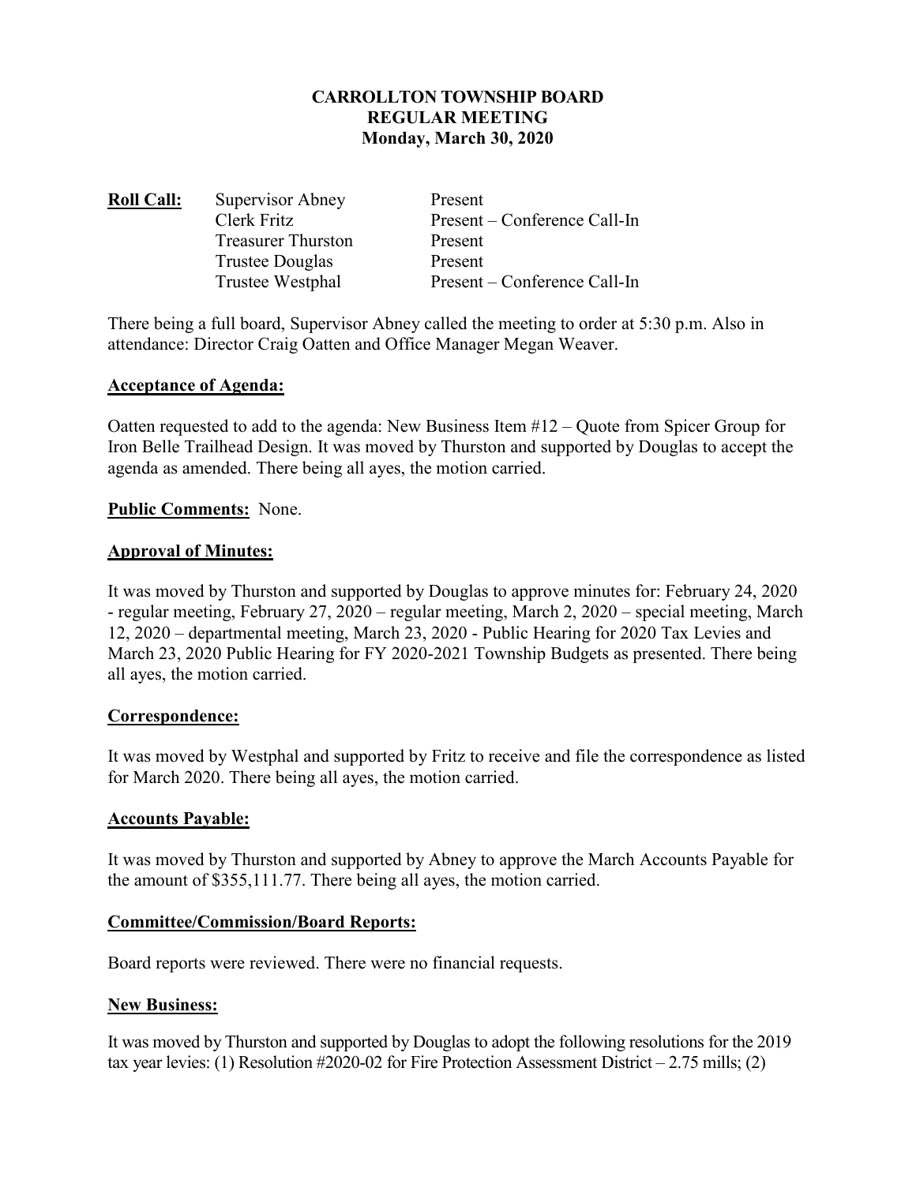# CARROLLTON TOWNSHIP BOARD
## REGULAR MEETING
### Monday, March 30, 2020

| **Roll Call:** | | |
|---|---|---|
| | Supervisor Abney | Present |
| | Clerk Fritz | Present – Conference Call-In |
| | Treasurer Thurston | Present |
| | Trustee Douglas | Present |
| | Trustee Westphal | Present – Conference Call-In |

There being a full board, Supervisor Abney called the meeting to order at 5:30 p.m. Also in attendance: Director Craig Oatten and Office Manager Megan Weaver.

**Acceptance of Agenda:**

Oatten requested to add to the agenda: New Business Item #12 – Quote from Spicer Group for Iron Belle Trailhead Design. It was moved by Thurston and supported by Douglas to accept the agenda as amended. There being all ayes, the motion carried.

**Public Comments:** None.

**Approval of Minutes:**

It was moved by Thurston and supported by Douglas to approve minutes for: February 24, 2020 - regular meeting, February 27, 2020 – regular meeting, March 2, 2020 – special meeting, March 12, 2020 – departmental meeting, March 23, 2020 - Public Hearing for 2020 Tax Levies and March 23, 2020 Public Hearing for FY 2020-2021 Township Budgets as presented. There being all ayes, the motion carried.

**Correspondence:**

It was moved by Westphal and supported by Fritz to receive and file the correspondence as listed for March 2020. There being all ayes, the motion carried.

**Accounts Payable:**

It was moved by Thurston and supported by Abney to approve the March Accounts Payable for the amount of $355,111.77. There being all ayes, the motion carried.

**Committee/Commission/Board Reports:**

Board reports were reviewed. There were no financial requests.

**New Business:**

It was moved by Thurston and supported by Douglas to adopt the following resolutions for the 2019 tax year levies: (1) Resolution #2020-02 for Fire Protection Assessment District – 2.75 mills; (2)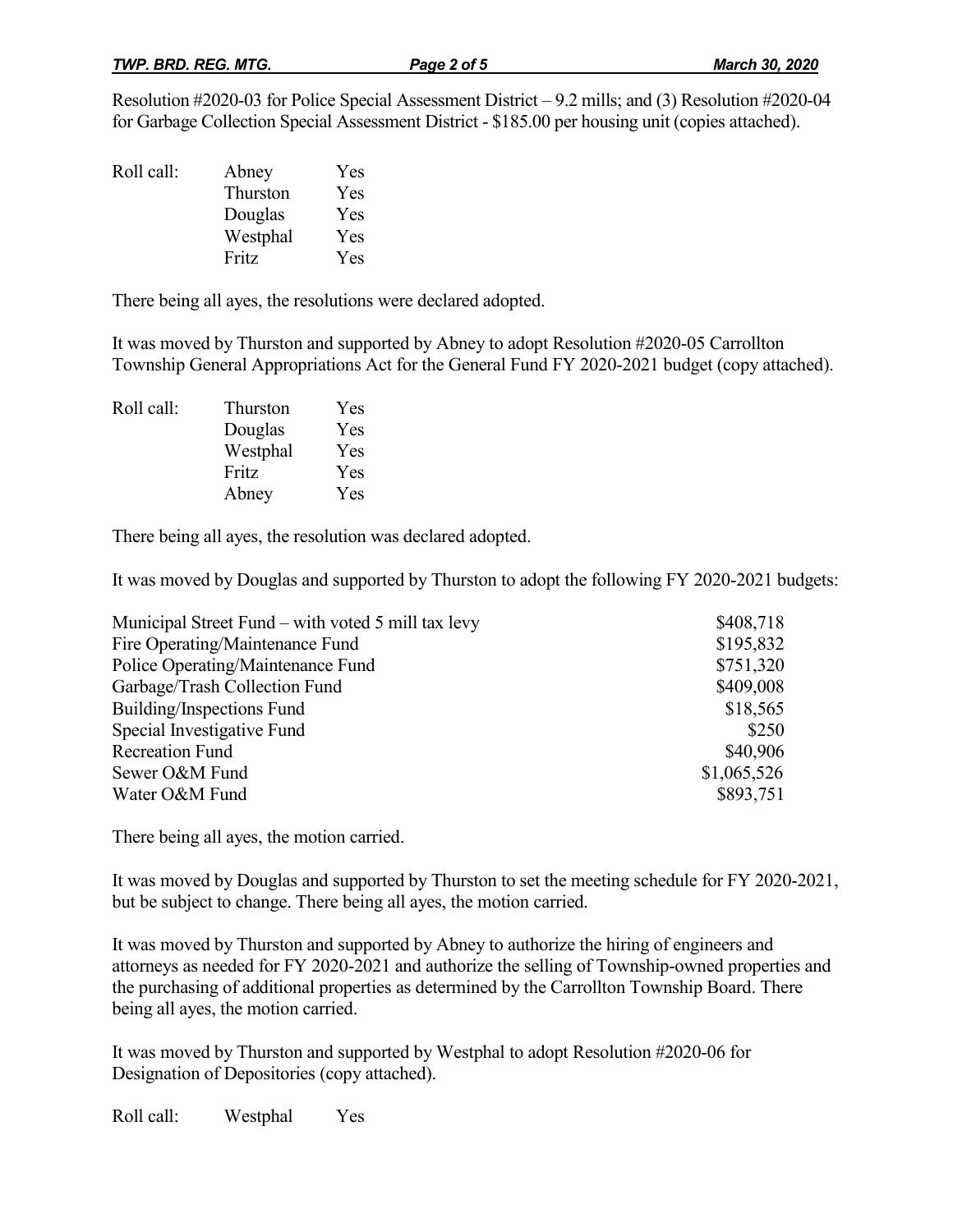Resolution #2020-03 for Police Special Assessment District – 9.2 mills; and (3) Resolution #2020-04 for Garbage Collection Special Assessment District - $185.00 per housing unit (copies attached).

| Roll call: | Abney | Yes |
|---|---|---|
| | Thurston | Yes |
| | Douglas | Yes |
| | Westphal | Yes |
| | Fritz | Yes |

There being all ayes, the resolutions were declared adopted.

It was moved by Thurston and supported by Abney to adopt Resolution #2020-05 Carrollton Township General Appropriations Act for the General Fund FY 2020-2021 budget (copy attached).

| Roll call: | Thurston | Yes |
|---|---|---|
| | Douglas | Yes |
| | Westphal | Yes |
| | Fritz | Yes |
| | Abney | Yes |

There being all ayes, the resolution was declared adopted.

It was moved by Douglas and supported by Thurston to adopt the following FY 2020-2021 budgets:

| Fund | Amount |
|---|---:|
| Municipal Street Fund – with voted 5 mill tax levy | $408,718 |
| Fire Operating/Maintenance Fund | $195,832 |
| Police Operating/Maintenance Fund | $751,320 |
| Garbage/Trash Collection Fund | $409,008 |
| Building/Inspections Fund | $18,565 |
| Special Investigative Fund | $250 |
| Recreation Fund | $40,906 |
| Sewer O&M Fund | $1,065,526 |
| Water O&M Fund | $893,751 |

There being all ayes, the motion carried.

It was moved by Douglas and supported by Thurston to set the meeting schedule for FY 2020-2021, but be subject to change. There being all ayes, the motion carried.

It was moved by Thurston and supported by Abney to authorize the hiring of engineers and attorneys as needed for FY 2020-2021 and authorize the selling of Township-owned properties and the purchasing of additional properties as determined by the Carrollton Township Board. There being all ayes, the motion carried.

It was moved by Thurston and supported by Westphal to adopt Resolution #2020-06 for Designation of Depositories (copy attached).

| Roll call: | Westphal | Yes |
|---|---|---|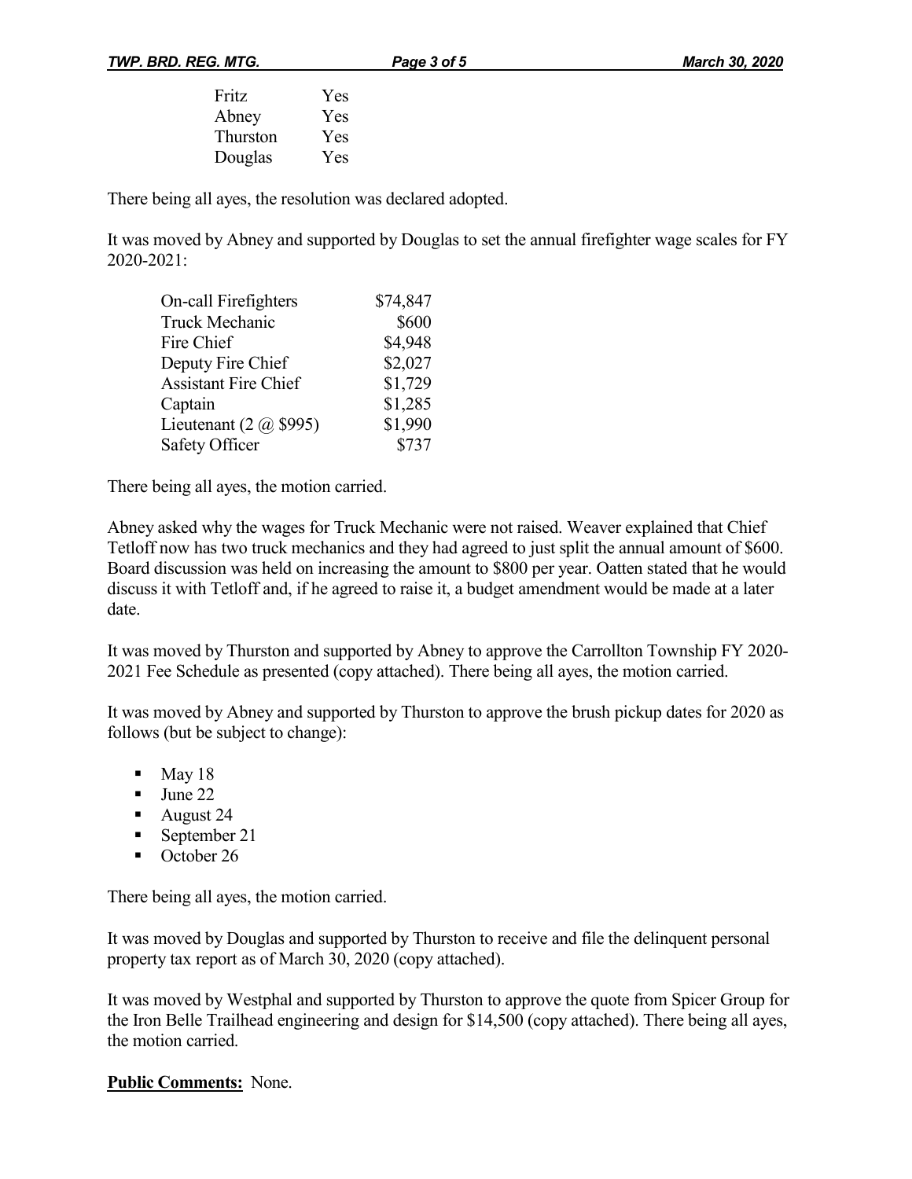| | |
|---|---|
| Fritz | Yes |
| Abney | Yes |
| Thurston | Yes |
| Douglas | Yes |

There being all ayes, the resolution was declared adopted.

It was moved by Abney and supported by Douglas to set the annual firefighter wage scales for FY 2020-2021:

| | |
|---|---:|
| On-call Firefighters | $74,847 |
| Truck Mechanic | $600 |
| Fire Chief | $4,948 |
| Deputy Fire Chief | $2,027 |
| Assistant Fire Chief | $1,729 |
| Captain | $1,285 |
| Lieutenant (2 @ $995) | $1,990 |
| Safety Officer | $737 |

There being all ayes, the motion carried.

Abney asked why the wages for Truck Mechanic were not raised. Weaver explained that Chief Tetloff now has two truck mechanics and they had agreed to just split the annual amount of $600. Board discussion was held on increasing the amount to $800 per year. Oatten stated that he would discuss it with Tetloff and, if he agreed to raise it, a budget amendment would be made at a later date.

It was moved by Thurston and supported by Abney to approve the Carrollton Township FY 2020-2021 Fee Schedule as presented (copy attached). There being all ayes, the motion carried.

It was moved by Abney and supported by Thurston to approve the brush pickup dates for 2020 as follows (but be subject to change):

- May 18
- June 22
- August 24
- September 21
- October 26

There being all ayes, the motion carried.

It was moved by Douglas and supported by Thurston to receive and file the delinquent personal property tax report as of March 30, 2020 (copy attached).

It was moved by Westphal and supported by Thurston to approve the quote from Spicer Group for the Iron Belle Trailhead engineering and design for $14,500 (copy attached). There being all ayes, the motion carried.

**Public Comments:** None.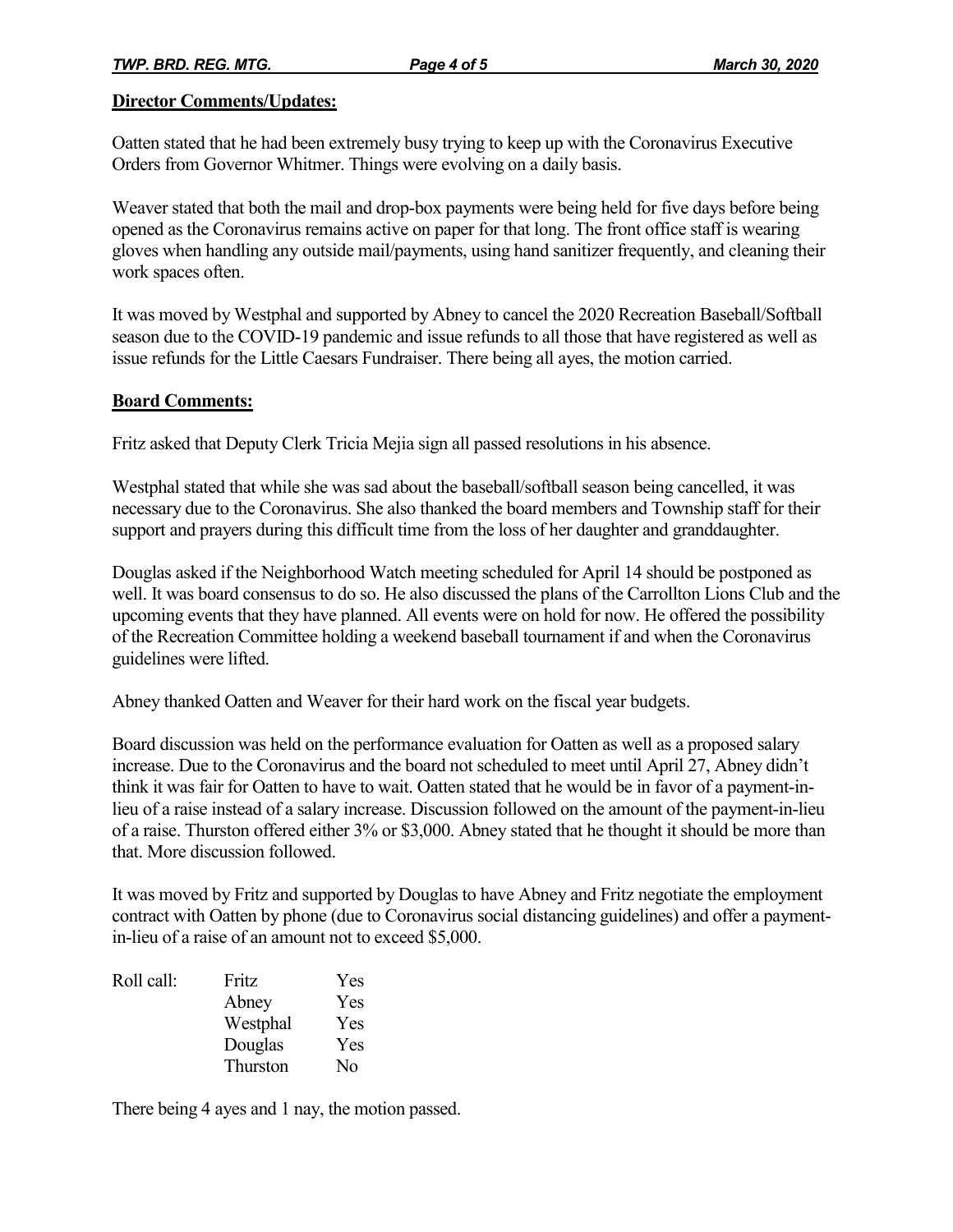**Director Comments/Updates:**

Oatten stated that he had been extremely busy trying to keep up with the Coronavirus Executive Orders from Governor Whitmer. Things were evolving on a daily basis.

Weaver stated that both the mail and drop-box payments were being held for five days before being opened as the Coronavirus remains active on paper for that long. The front office staff is wearing gloves when handling any outside mail/payments, using hand sanitizer frequently, and cleaning their work spaces often.

It was moved by Westphal and supported by Abney to cancel the 2020 Recreation Baseball/Softball season due to the COVID-19 pandemic and issue refunds to all those that have registered as well as issue refunds for the Little Caesars Fundraiser. There being all ayes, the motion carried.

**Board Comments:**

Fritz asked that Deputy Clerk Tricia Mejia sign all passed resolutions in his absence.

Westphal stated that while she was sad about the baseball/softball season being cancelled, it was necessary due to the Coronavirus. She also thanked the board members and Township staff for their support and prayers during this difficult time from the loss of her daughter and granddaughter.

Douglas asked if the Neighborhood Watch meeting scheduled for April 14 should be postponed as well. It was board consensus to do so. He also discussed the plans of the Carrollton Lions Club and the upcoming events that they have planned. All events were on hold for now. He offered the possibility of the Recreation Committee holding a weekend baseball tournament if and when the Coronavirus guidelines were lifted.

Abney thanked Oatten and Weaver for their hard work on the fiscal year budgets.

Board discussion was held on the performance evaluation for Oatten as well as a proposed salary increase. Due to the Coronavirus and the board not scheduled to meet until April 27, Abney didn't think it was fair for Oatten to have to wait. Oatten stated that he would be in favor of a payment-in-lieu of a raise instead of a salary increase. Discussion followed on the amount of the payment-in-lieu of a raise. Thurston offered either 3% or $3,000. Abney stated that he thought it should be more than that. More discussion followed.

It was moved by Fritz and supported by Douglas to have Abney and Fritz negotiate the employment contract with Oatten by phone (due to Coronavirus social distancing guidelines) and offer a payment-in-lieu of a raise of an amount not to exceed $5,000.

| Roll call: | | |
|---|---|---|
| | Fritz | Yes |
| | Abney | Yes |
| | Westphal | Yes |
| | Douglas | Yes |
| | Thurston | No |

There being 4 ayes and 1 nay, the motion passed.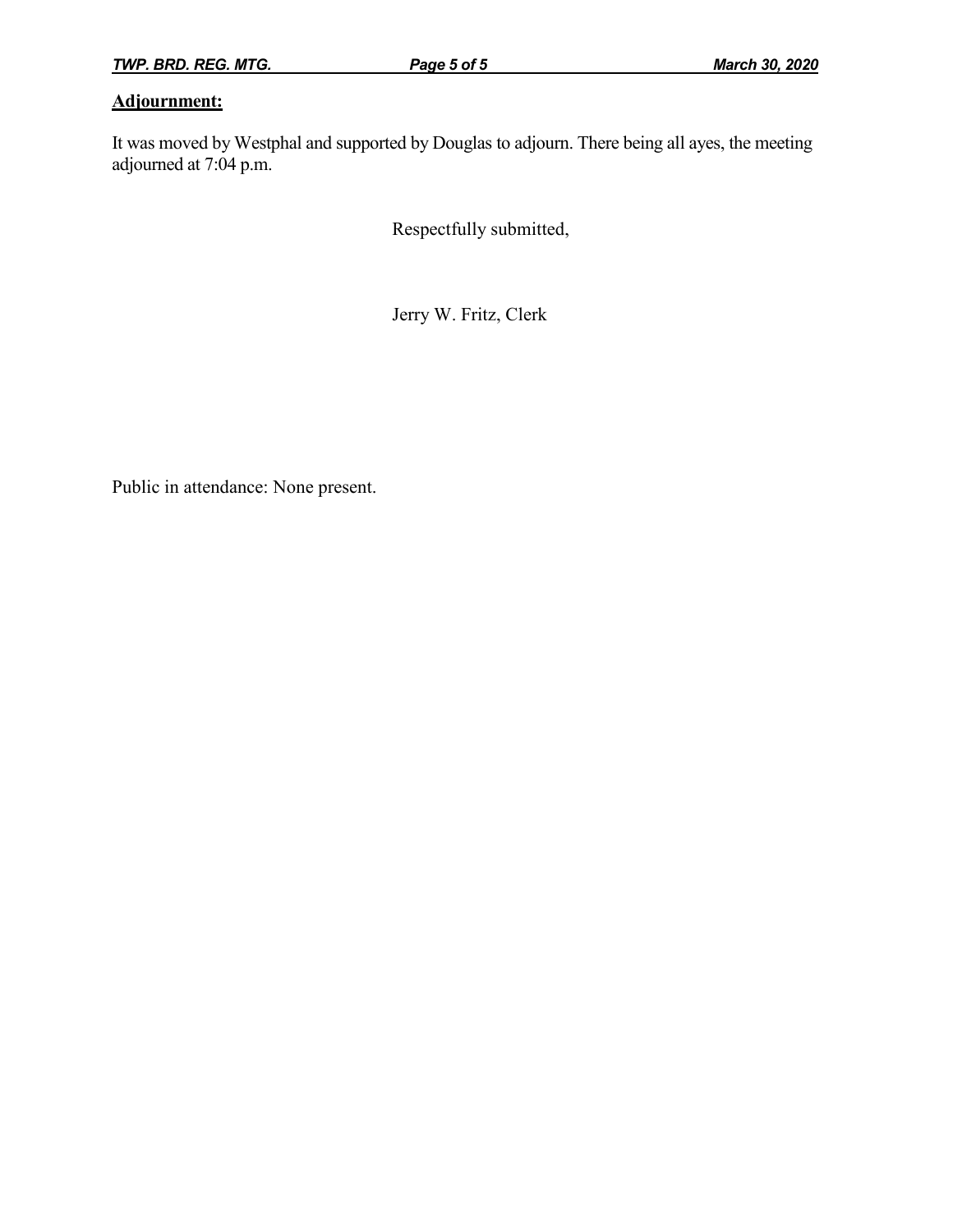**Adjournment:**

It was moved by Westphal and supported by Douglas to adjourn. There being all ayes, the meeting adjourned at 7:04 p.m.

Respectfully submitted,

Jerry W. Fritz, Clerk

Public in attendance: None present.